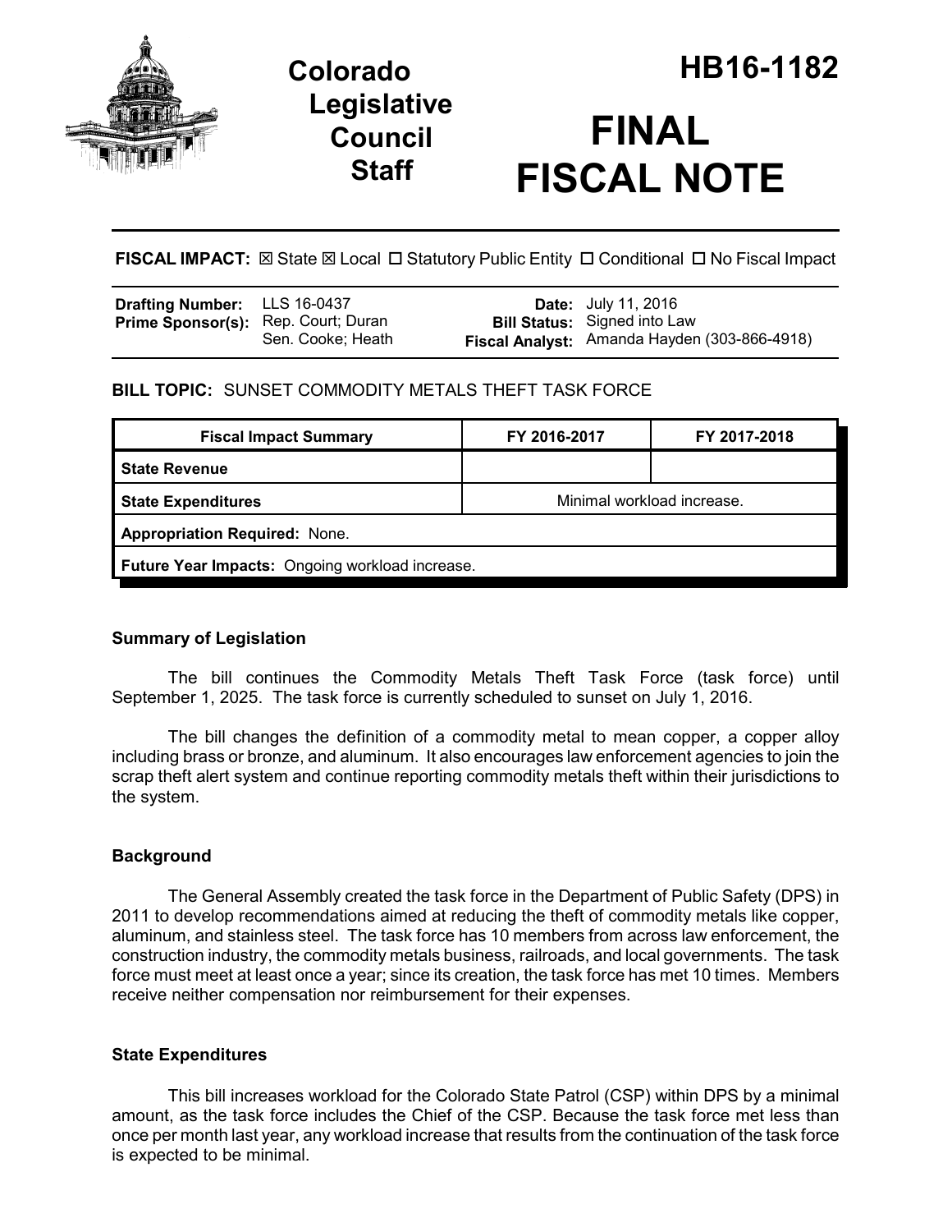# Colorado Legislative Council Staff

# HB16-1182

# FINAL FISCAL NOTE

**FISCAL IMPACT:** ☒ State ☒ Local ☐ Statutory Public Entity ☐ Conditional ☐ No Fiscal Impact

| | | | |
|---|---|---|---|
| **Drafting Number:** | LLS 16-0437 | **Date:** | July 11, 2016 |
| **Prime Sponsor(s):** | Rep. Court; Duran<br>Sen. Cooke; Heath | **Bill Status:** | Signed into Law |
| | | **Fiscal Analyst:** | Amanda Hayden (303-866-4918) |

**BILL TOPIC:** SUNSET COMMODITY METALS THEFT TASK FORCE

| Fiscal Impact Summary | FY 2016-2017 | FY 2017-2018 |
|---|---|---|
| **State Revenue** | | |
| **State Expenditures** | Minimal workload increase. | |
| **Appropriation Required:** None. | | |
| **Future Year Impacts:** Ongoing workload increase. | | |

### Summary of Legislation

The bill continues the Commodity Metals Theft Task Force (task force) until September 1, 2025. The task force is currently scheduled to sunset on July 1, 2016.

The bill changes the definition of a commodity metal to mean copper, a copper alloy including brass or bronze, and aluminum. It also encourages law enforcement agencies to join the scrap theft alert system and continue reporting commodity metals theft within their jurisdictions to the system.

### Background

The General Assembly created the task force in the Department of Public Safety (DPS) in 2011 to develop recommendations aimed at reducing the theft of commodity metals like copper, aluminum, and stainless steel. The task force has 10 members from across law enforcement, the construction industry, the commodity metals business, railroads, and local governments. The task force must meet at least once a year; since its creation, the task force has met 10 times. Members receive neither compensation nor reimbursement for their expenses.

### State Expenditures

This bill increases workload for the Colorado State Patrol (CSP) within DPS by a minimal amount, as the task force includes the Chief of the CSP. Because the task force met less than once per month last year, any workload increase that results from the continuation of the task force is expected to be minimal.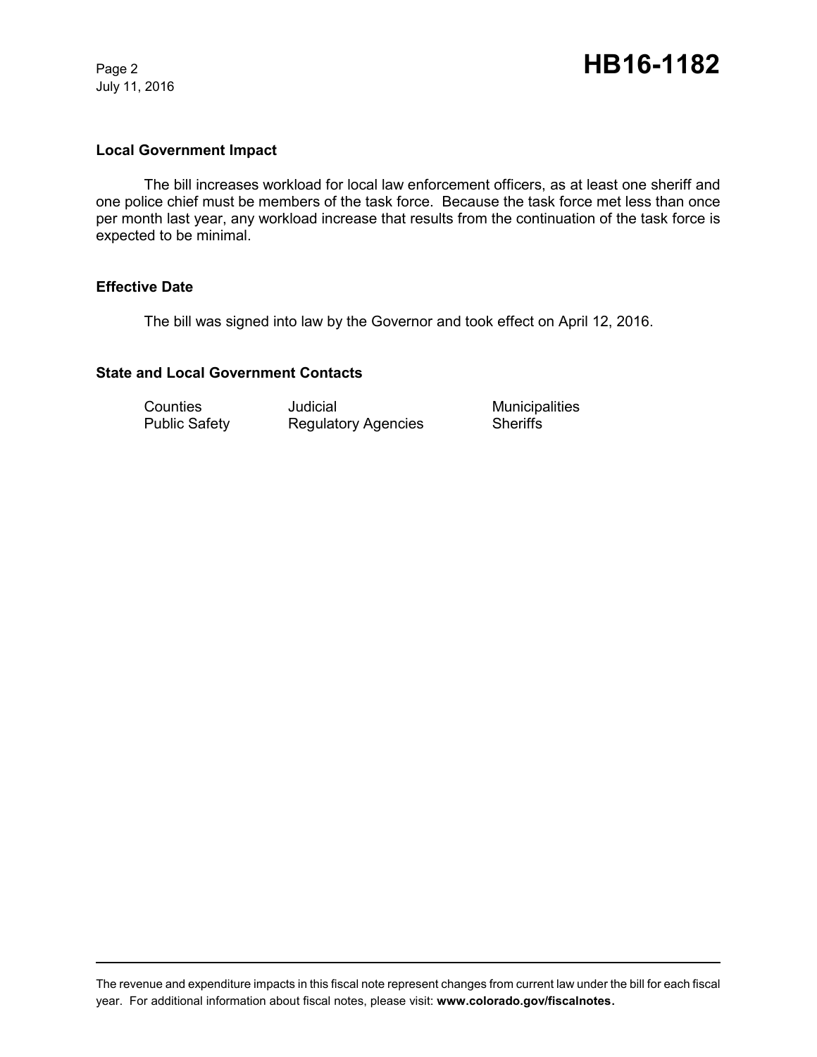## Local Government Impact

The bill increases workload for local law enforcement officers, as at least one sheriff and one police chief must be members of the task force. Because the task force met less than once per month last year, any workload increase that results from the continuation of the task force is expected to be minimal.

## Effective Date

The bill was signed into law by the Governor and took effect on April 12, 2016.

## State and Local Government Contacts

| | | |
|---|---|---|
| Counties | Judicial | Municipalities |
| Public Safety | Regulatory Agencies | Sheriffs |

The revenue and expenditure impacts in this fiscal note represent changes from current law under the bill for each fiscal year. For additional information about fiscal notes, please visit: **www.colorado.gov/fiscalnotes.**